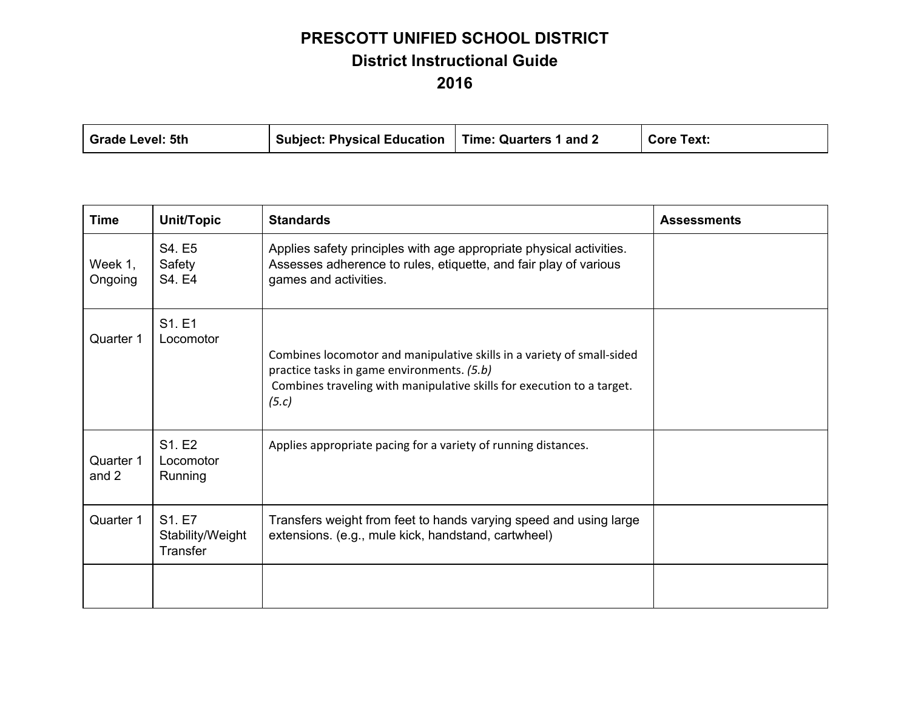# PRESCOTT UNIFIED SCHOOL DISTRICT
## District Instructional Guide
## 2016

| Grade Level: 5th | Subject: Physical Education | Time: Quarters 1 and 2 | Core Text: |
|---|---|---|---|

| Time | Unit/Topic | Standards | Assessments |
|---|---|---|---|
| Week 1, Ongoing | S4. E5 Safety S4. E4 | Applies safety principles with age appropriate physical activities. Assesses adherence to rules, etiquette, and fair play of various games and activities. | |
| Quarter 1 | S1. E1 Locomotor | Combines locomotor and manipulative skills in a variety of small-sided practice tasks in game environments. *(5.b)* Combines traveling with manipulative skills for execution to a target. *(5.c)* | |
| Quarter 1 and 2 | S1. E2 Locomotor Running | Applies appropriate pacing for a variety of running distances. | |
| Quarter 1 | S1. E7 Stability/Weight Transfer | Transfers weight from feet to hands varying speed and using large extensions. (e.g., mule kick, handstand, cartwheel) | |
| | | | |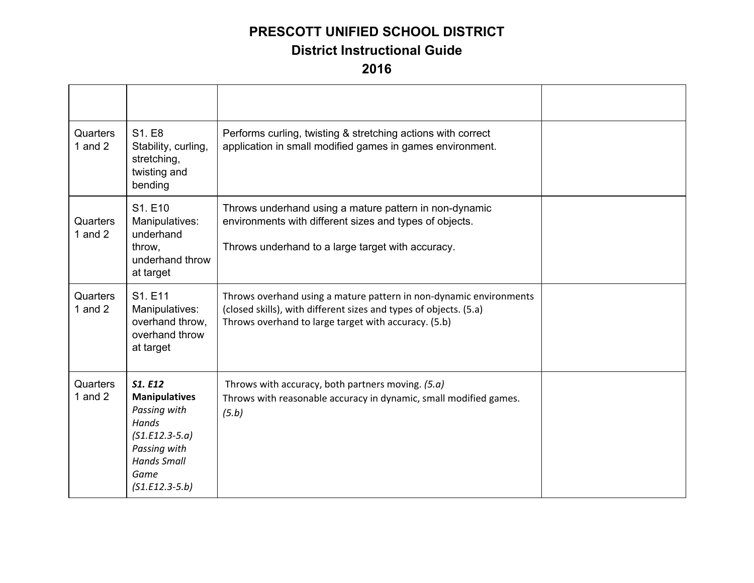# PRESCOTT UNIFIED SCHOOL DISTRICT
## District Instructional Guide
## 2016

| | | | |
|---|---|---|---|
| Quarters 1 and 2 | S1. E8 Stability, curling, stretching, twisting and bending | Performs curling, twisting & stretching actions with correct application in small modified games in games environment. | |
| Quarters 1 and 2 | S1. E10 Manipulatives: underhand throw, underhand throw at target | Throws underhand using a mature pattern in non-dynamic environments with different sizes and types of objects.<br><br>Throws underhand to a large target with accuracy. | |
| Quarters 1 and 2 | S1. E11 Manipulatives: overhand throw, overhand throw at target | Throws overhand using a mature pattern in non-dynamic environments (closed skills), with different sizes and types of objects. (5.a)<br>Throws overhand to large target with accuracy. (5.b) | |
| Quarters 1 and 2 | ***S1. E12*** **Manipulatives** *Passing with Hands (S1.E12.3-5.a) Passing with Hands Small Game (S1.E12.3-5.b)* | Throws with accuracy, both partners moving. *(5.a)*<br>Throws with reasonable accuracy in dynamic, small modified games. *(5.b)* | |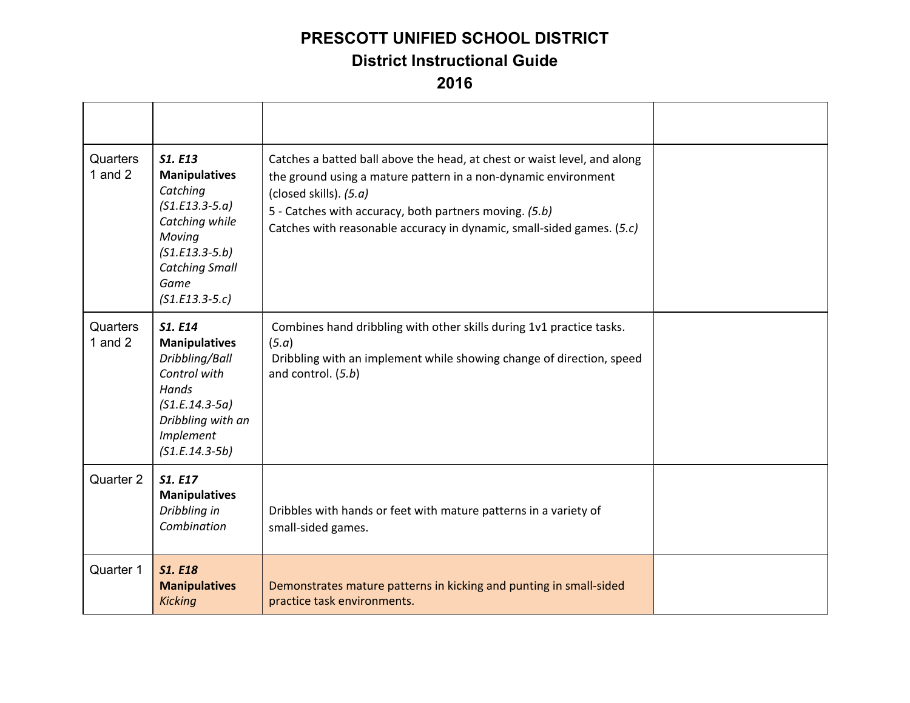# PRESCOTT UNIFIED SCHOOL DISTRICT

## District Instructional Guide

## 2016

| | | | |
|---|---|---|---|
| Quarters 1 and 2 | ***S1. E13*** **Manipulatives** *Catching (S1.E13.3-5.a)* *Catching while Moving (S1.E13.3-5.b)* *Catching Small Game (S1.E13.3-5.c)* | Catches a batted ball above the head, at chest or waist level, and along the ground using a mature pattern in a non-dynamic environment (closed skills). *(5.a)*<br>5 - Catches with accuracy, both partners moving. *(5.b)*<br>Catches with reasonable accuracy in dynamic, small-sided games. (*5.c)* | |
| Quarters 1 and 2 | ***S1. E14*** **Manipulatives** *Dribbling/Ball Control with Hands (S1.E.14.3-5a)* *Dribbling with an Implement (S1.E.14.3-5b)* | Combines hand dribbling with other skills during 1v1 practice tasks. (*5.a*)<br>Dribbling with an implement while showing change of direction, speed and control. (*5.b*) | |
| Quarter 2 | ***S1. E17*** **Manipulatives** *Dribbling in Combination* | Dribbles with hands or feet with mature patterns in a variety of small-sided games. | |
| Quarter 1 | ***S1. E18*** **Manipulatives** *Kicking* | Demonstrates mature patterns in kicking and punting in small-sided practice task environments. | |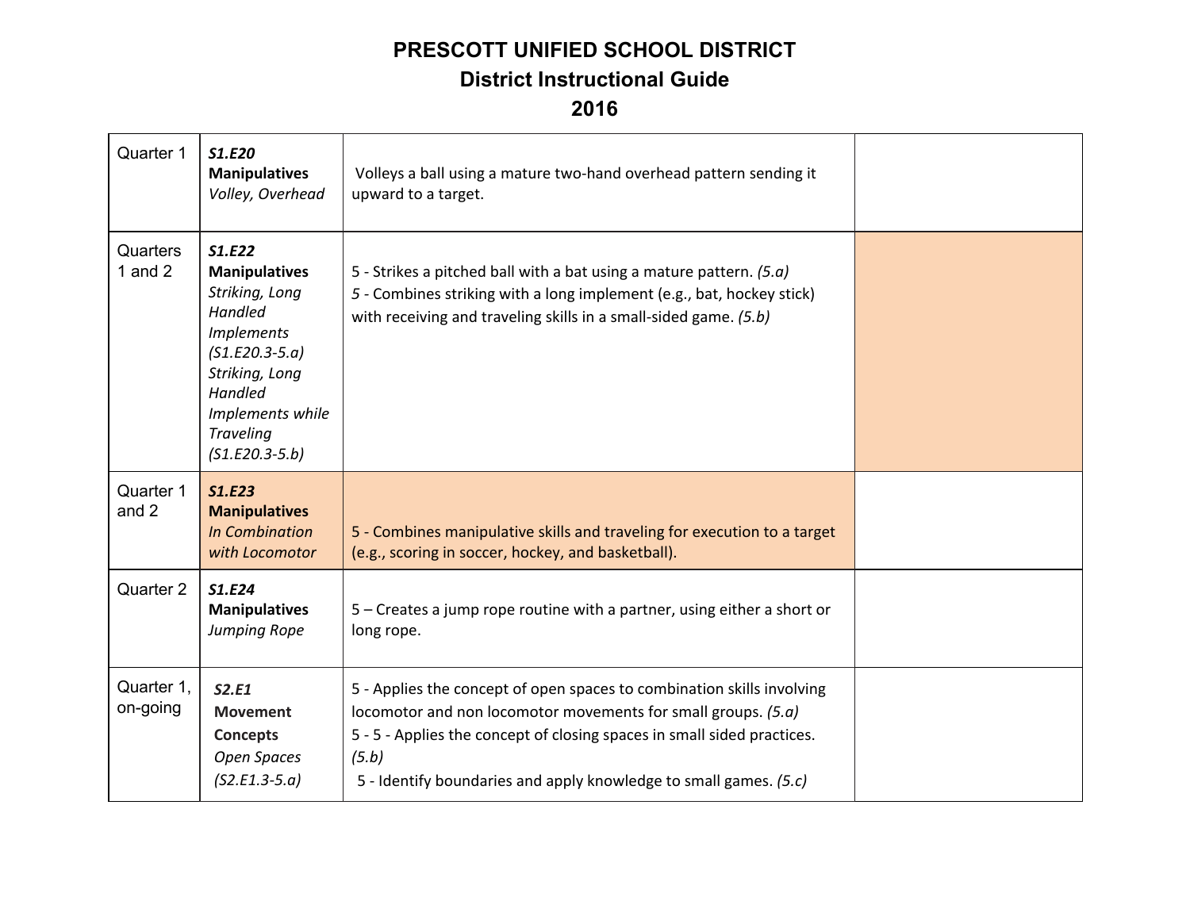# PRESCOTT UNIFIED SCHOOL DISTRICT
## District Instructional Guide
## 2016

| | | | |
|---|---|---|---|
| Quarter 1 | ***S1.E20*** **Manipulatives** *Volley, Overhead* | Volleys a ball using a mature two-hand overhead pattern sending it upward to a target. | |
| Quarters 1 and 2 | ***S1.E22*** **Manipulatives** *Striking, Long Handled Implements (S1.E20.3-5.a)* *Striking, Long Handled Implements while Traveling (S1.E20.3-5.b)* | 5 - Strikes a pitched ball with a bat using a mature pattern. *(5.a)*<br>5 - Combines striking with a long implement (e.g., bat, hockey stick) with receiving and traveling skills in a small-sided game. *(5.b)* | |
| Quarter 1 and 2 | ***S1.E23*** **Manipulatives** *In Combination with Locomotor* | 5 - Combines manipulative skills and traveling for execution to a target (e.g., scoring in soccer, hockey, and basketball). | |
| Quarter 2 | ***S1.E24*** **Manipulatives** *Jumping Rope* | 5 – Creates a jump rope routine with a partner, using either a short or long rope. | |
| Quarter 1, on-going | ***S2.E1*** **Movement Concepts** *Open Spaces (S2.E1.3-5.a)* | 5 - Applies the concept of open spaces to combination skills involving locomotor and non locomotor movements for small groups. *(5.a)*<br>5 - 5 - Applies the concept of closing spaces in small sided practices. *(5.b)*<br>5 - Identify boundaries and apply knowledge to small games. *(5.c)* | |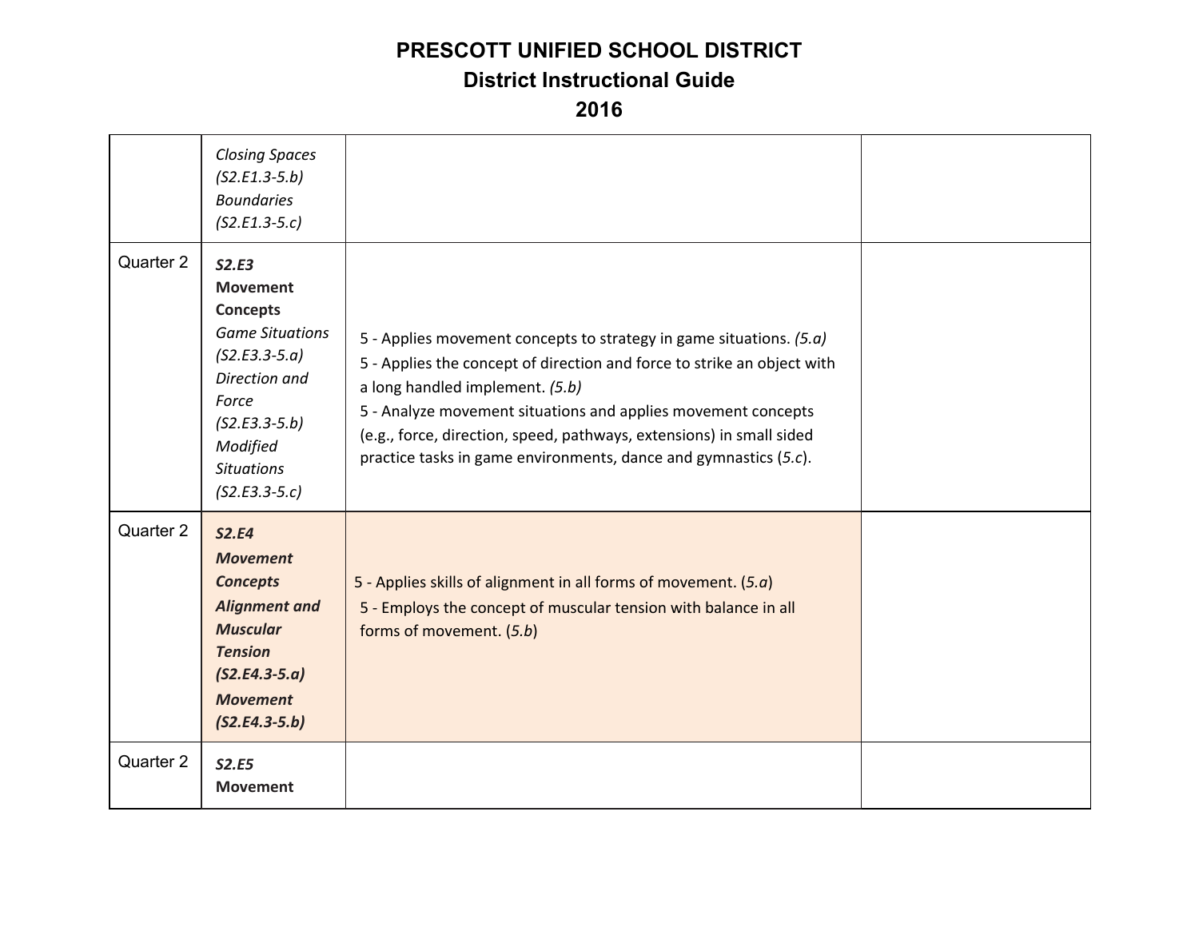# PRESCOTT UNIFIED SCHOOL DISTRICT
## District Instructional Guide
## 2016

| | | | |
|---|---|---|---|
| | *Closing Spaces (S2.E1.3-5.b)* *Boundaries (S2.E1.3-5.c)* | | |
| Quarter 2 | ***S2.E3*** **Movement Concepts** *Game Situations (S2.E3.3-5.a)* *Direction and Force (S2.E3.3-5.b)* *Modified Situations (S2.E3.3-5.c)* | 5 - Applies movement concepts to strategy in game situations. *(5.a)*<br>5 - Applies the concept of direction and force to strike an object with a long handled implement. *(5.b)*<br>5 - Analyze movement situations and applies movement concepts (e.g., force, direction, speed, pathways, extensions) in small sided practice tasks in game environments, dance and gymnastics (*5.c*). | |
| Quarter 2 | ***S2.E4*** ***Movement Concepts*** ***Alignment and Muscular Tension (S2.E4.3-5.a)*** ***Movement (S2.E4.3-5.b)*** | 5 - Applies skills of alignment in all forms of movement. (*5.a*)<br>5 - Employs the concept of muscular tension with balance in all forms of movement. (*5.b*) | |
| Quarter 2 | ***S2.E5*** **Movement** | | |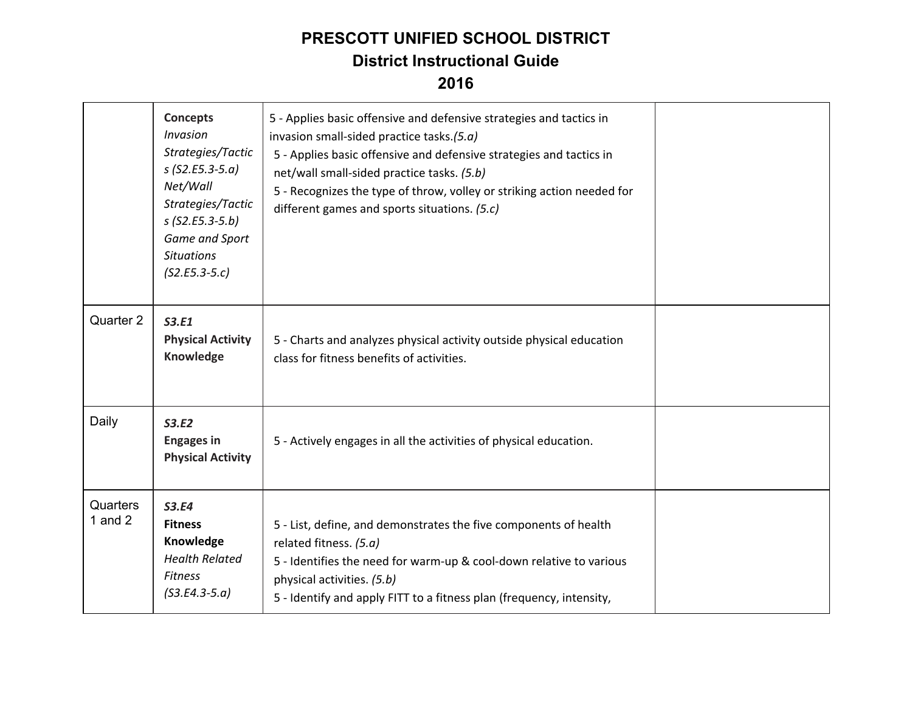# PRESCOTT UNIFIED SCHOOL DISTRICT
## District Instructional Guide
## 2016

| | | | |
|---|---|---|---|
| | **Concepts**<br>*Invasion Strategies/Tactics (S2.E5.3-5.a)*<br>*Net/Wall Strategies/Tactics (S2.E5.3-5.b)*<br>*Game and Sport Situations (S2.E5.3-5.c)* | 5 - Applies basic offensive and defensive strategies and tactics in invasion small-sided practice tasks.*(5.a)*<br>5 - Applies basic offensive and defensive strategies and tactics in net/wall small-sided practice tasks. *(5.b)*<br>5 - Recognizes the type of throw, volley or striking action needed for different games and sports situations. *(5.c)* | |
| Quarter 2 | ***S3.E1***<br>**Physical Activity Knowledge** | 5 - Charts and analyzes physical activity outside physical education class for fitness benefits of activities. | |
| Daily | ***S3.E2***<br>**Engages in Physical Activity** | 5 - Actively engages in all the activities of physical education. | |
| Quarters 1 and 2 | ***S3.E4***<br>**Fitness Knowledge**<br>*Health Related Fitness (S3.E4.3-5.a)* | 5 - List, define, and demonstrates the five components of health related fitness. *(5.a)*<br>5 - Identifies the need for warm-up & cool-down relative to various physical activities. *(5.b)*<br>5 - Identify and apply FITT to a fitness plan (frequency, intensity, | |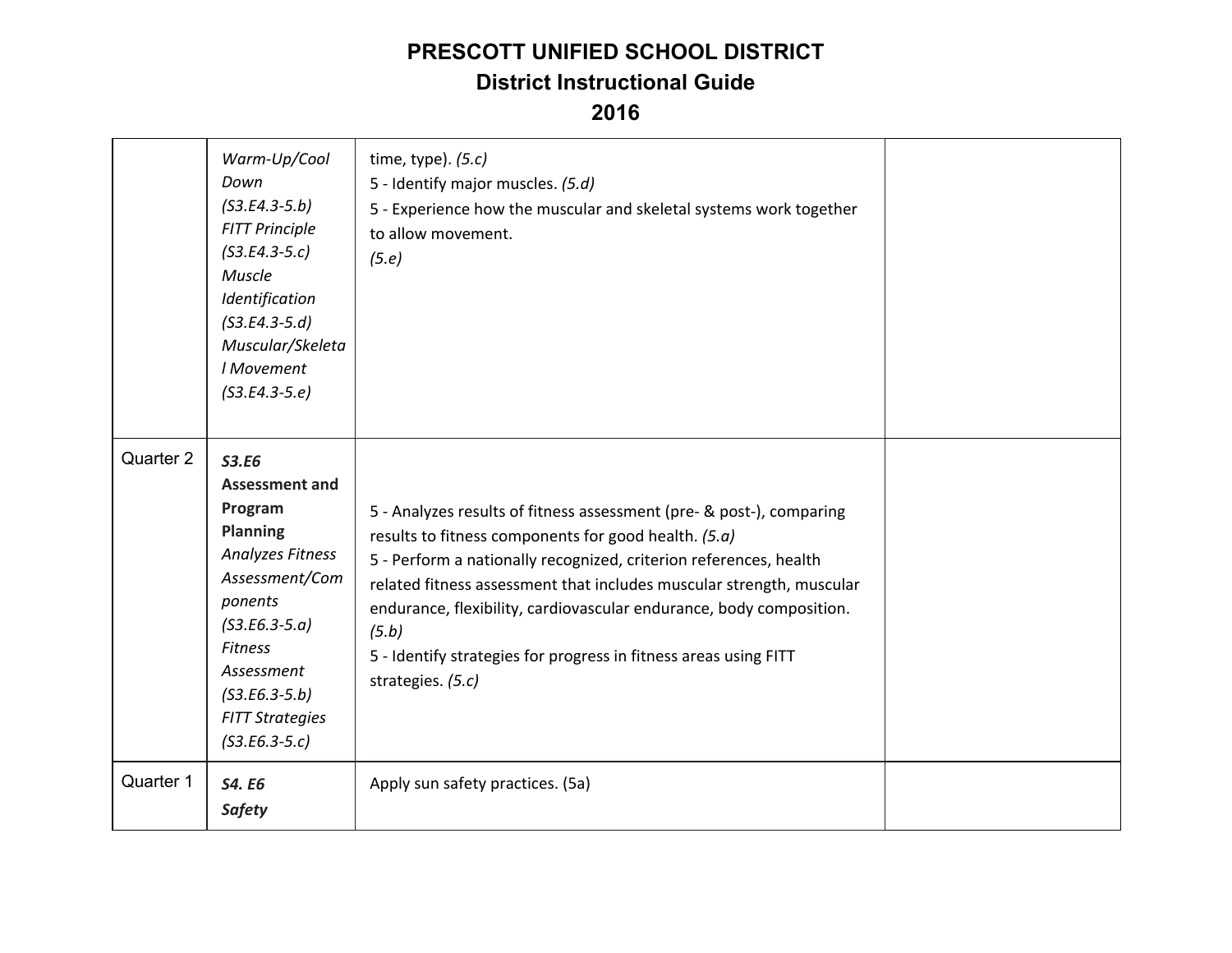# PRESCOTT UNIFIED SCHOOL DISTRICT
## District Instructional Guide
## 2016

| | | | |
|---|---|---|---|
| | *Warm-Up/Cool Down (S3.E4.3-5.b)* *FITT Principle (S3.E4.3-5.c)* *Muscle Identification (S3.E4.3-5.d)* *Muscular/Skeletal Movement (S3.E4.3-5.e)* | time, type). *(5.c)*<br>5 - Identify major muscles. *(5.d)*<br>5 - Experience how the muscular and skeletal systems work together to allow movement. *(5.e)* | |
| Quarter 2 | ***S3.E6*** **Assessment and Program Planning** *Analyzes Fitness Assessment/Components (S3.E6.3-5.a)* *Fitness Assessment (S3.E6.3-5.b)* *FITT Strategies (S3.E6.3-5.c)* | 5 - Analyzes results of fitness assessment (pre- & post-), comparing results to fitness components for good health. *(5.a)*<br>5 - Perform a nationally recognized, criterion references, health related fitness assessment that includes muscular strength, muscular endurance, flexibility, cardiovascular endurance, body composition. *(5.b)*<br>5 - Identify strategies for progress in fitness areas using FITT strategies. *(5.c)* | |
| Quarter 1 | ***S4. E6*** ***Safety*** | Apply sun safety practices. (5a) | |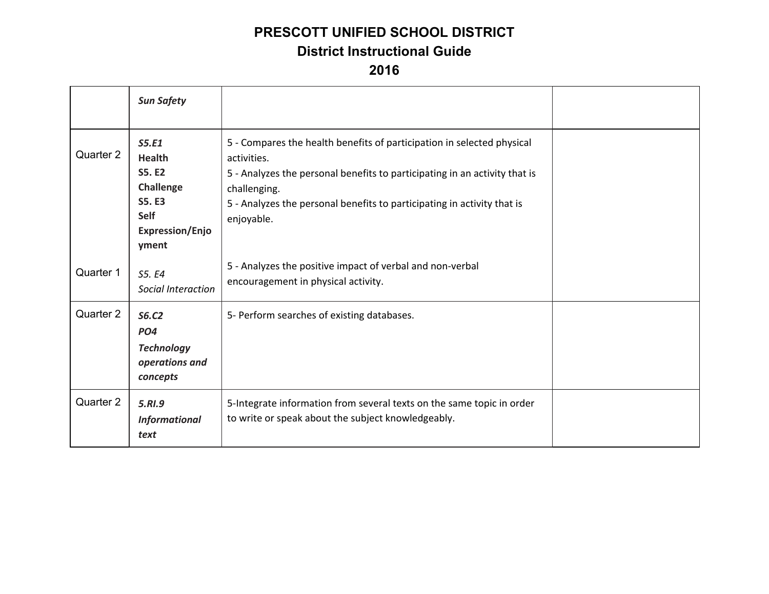# PRESCOTT UNIFIED SCHOOL DISTRICT
## District Instructional Guide
## 2016

| | | | |
|---|---|---|---|
| | ***Sun Safety*** | | |
| Quarter 2<br><br>Quarter 1 | ***S5.E1***<br>**Health**<br>**S5. E2**<br>**Challenge**<br>**S5. E3**<br>**Self Expression/Enjoyment**<br><br>*S5. E4*<br>*Social Interaction* | 5 - Compares the health benefits of participation in selected physical activities.<br>5 - Analyzes the personal benefits to participating in an activity that is challenging.<br>5 - Analyzes the personal benefits to participating in activity that is enjoyable.<br><br>5 - Analyzes the positive impact of verbal and non-verbal encouragement in physical activity. | |
| Quarter 2 | ***S6.C2***<br>***PO4***<br>***Technology operations and concepts*** | 5- Perform searches of existing databases. | |
| Quarter 2 | ***5.RI.9***<br>***Informational text*** | 5-Integrate information from several texts on the same topic in order to write or speak about the subject knowledgeably. | |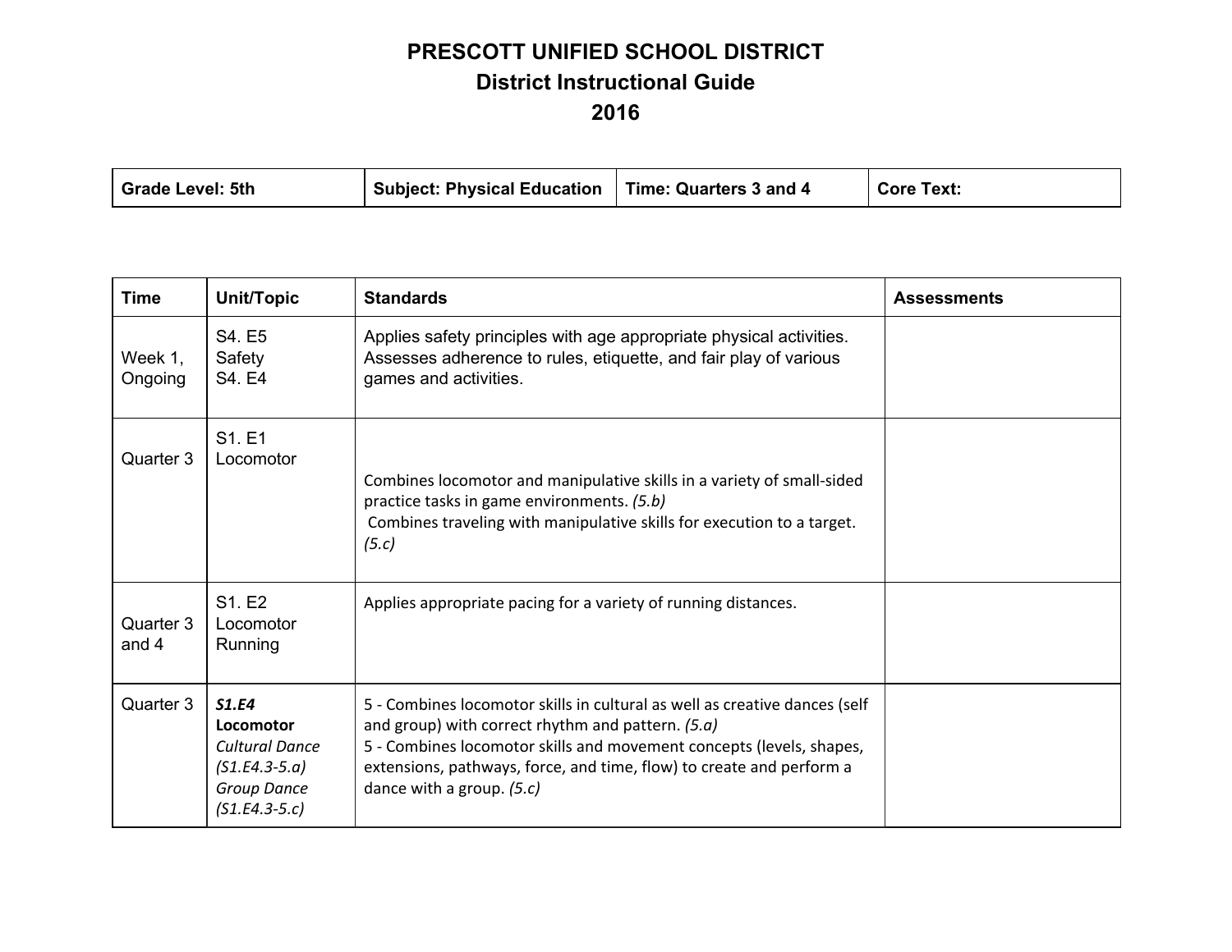# PRESCOTT UNIFIED SCHOOL DISTRICT
## District Instructional Guide
## 2016

| Grade Level: 5th | Subject: Physical Education | Time: Quarters 3 and 4 | Core Text: |
|---|---|---|---|

| Time | Unit/Topic | Standards | Assessments |
|---|---|---|---|
| Week 1, Ongoing | S4. E5 Safety S4. E4 | Applies safety principles with age appropriate physical activities. Assesses adherence to rules, etiquette, and fair play of various games and activities. | |
| Quarter 3 | S1. E1 Locomotor | Combines locomotor and manipulative skills in a variety of small-sided practice tasks in game environments. *(5.b)* Combines traveling with manipulative skills for execution to a target. *(5.c)* | |
| Quarter 3 and 4 | S1. E2 Locomotor Running | Applies appropriate pacing for a variety of running distances. | |
| Quarter 3 | ***S1.E4*** **Locomotor** *Cultural Dance (S1.E4.3-5.a)* *Group Dance (S1.E4.3-5.c)* | 5 - Combines locomotor skills in cultural as well as creative dances (self and group) with correct rhythm and pattern. *(5.a)* 5 - Combines locomotor skills and movement concepts (levels, shapes, extensions, pathways, force, and time, flow) to create and perform a dance with a group. *(5.c)* | |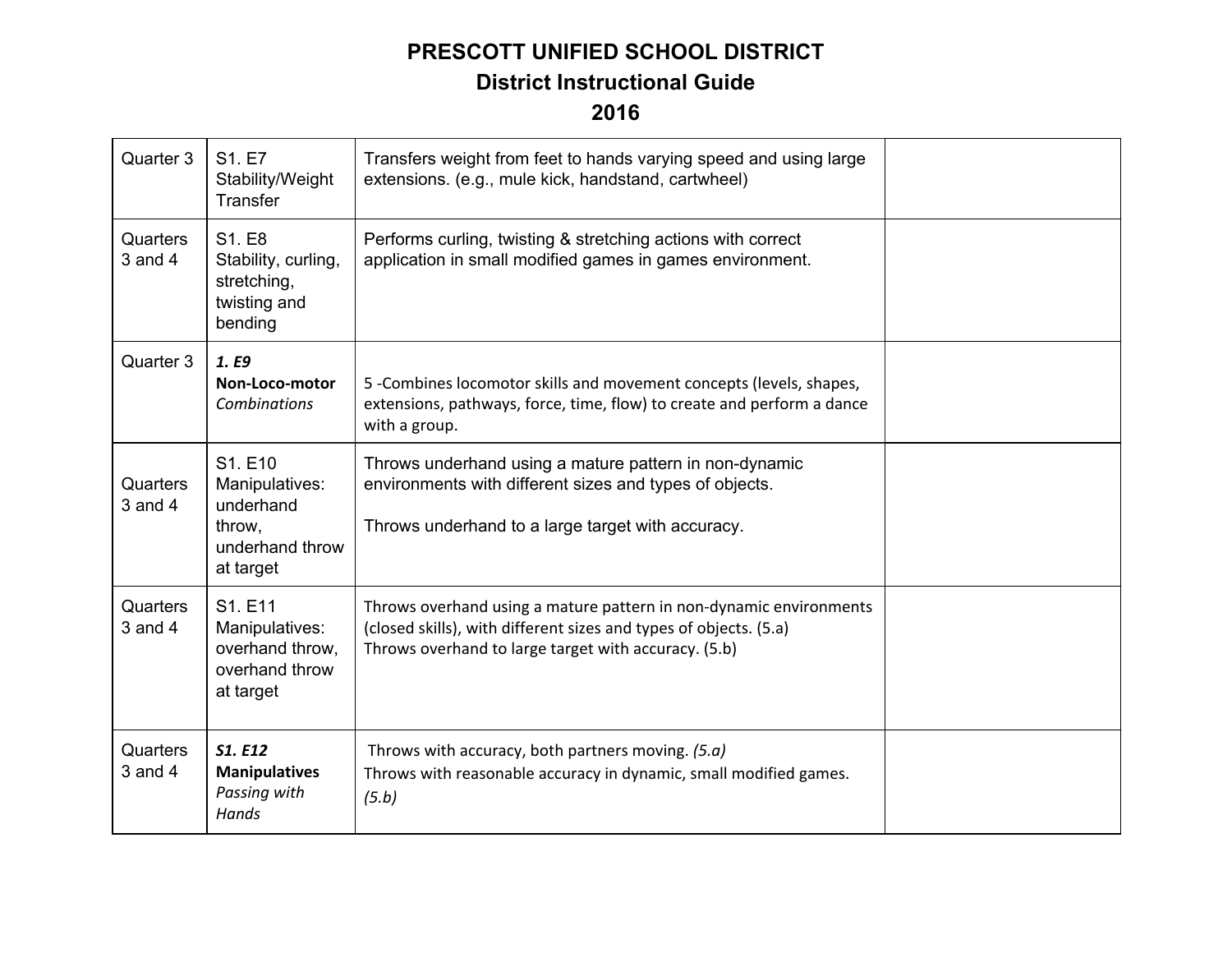# PRESCOTT UNIFIED SCHOOL DISTRICT

## District Instructional Guide

## 2016

| | | | |
|---|---|---|---|
| Quarter 3 | S1. E7 Stability/Weight Transfer | Transfers weight from feet to hands varying speed and using large extensions. (e.g., mule kick, handstand, cartwheel) | |
| Quarters 3 and 4 | S1. E8 Stability, curling, stretching, twisting and bending | Performs curling, twisting & stretching actions with correct application in small modified games in games environment. | |
| Quarter 3 | ***1. E9*** **Non-Loco-motor** *Combinations* | 5 -Combines locomotor skills and movement concepts (levels, shapes, extensions, pathways, force, time, flow) to create and perform a dance with a group. | |
| Quarters 3 and 4 | S1. E10 Manipulatives: underhand throw, underhand throw at target | Throws underhand using a mature pattern in non-dynamic environments with different sizes and types of objects.<br><br>Throws underhand to a large target with accuracy. | |
| Quarters 3 and 4 | S1. E11 Manipulatives: overhand throw, overhand throw at target | Throws overhand using a mature pattern in non-dynamic environments (closed skills), with different sizes and types of objects. (5.a)<br>Throws overhand to large target with accuracy. (5.b) | |
| Quarters 3 and 4 | ***S1. E12*** **Manipulatives** *Passing with Hands* | Throws with accuracy, both partners moving. *(5.a)*<br>Throws with reasonable accuracy in dynamic, small modified games. *(5.b)* | |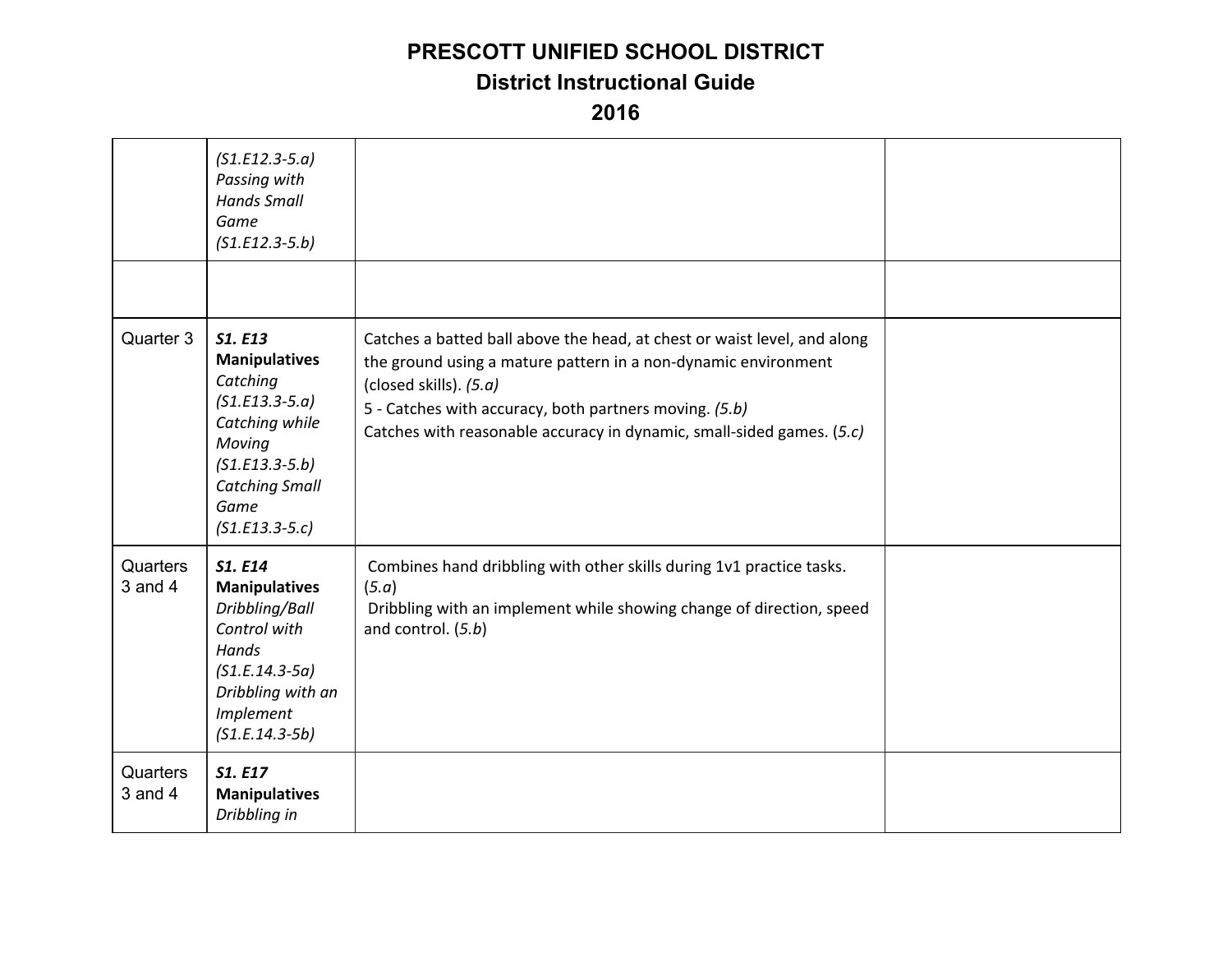# PRESCOTT UNIFIED SCHOOL DISTRICT

## District Instructional Guide

## 2016

| | | | |
|---|---|---|---|
| | *(S1.E12.3-5.a)* *Passing with Hands Small Game* *(S1.E12.3-5.b)* | | |
| | | | |
| Quarter 3 | ***S1. E13*** **Manipulatives** *Catching* *(S1.E13.3-5.a)* *Catching while Moving* *(S1.E13.3-5.b)* *Catching Small Game* *(S1.E13.3-5.c)* | Catches a batted ball above the head, at chest or waist level, and along the ground using a mature pattern in a non-dynamic environment (closed skills). *(5.a)*<br>5 - Catches with accuracy, both partners moving. *(5.b)*<br>Catches with reasonable accuracy in dynamic, small-sided games. (*5.c)* | |
| Quarters 3 and 4 | ***S1. E14*** **Manipulatives** *Dribbling/Ball Control with Hands* *(S1.E.14.3-5a)* *Dribbling with an Implement* *(S1.E.14.3-5b)* | Combines hand dribbling with other skills during 1v1 practice tasks. (*5.a*)<br>Dribbling with an implement while showing change of direction, speed and control. (*5.b*) | |
| Quarters 3 and 4 | ***S1. E17*** **Manipulatives** *Dribbling in* | | |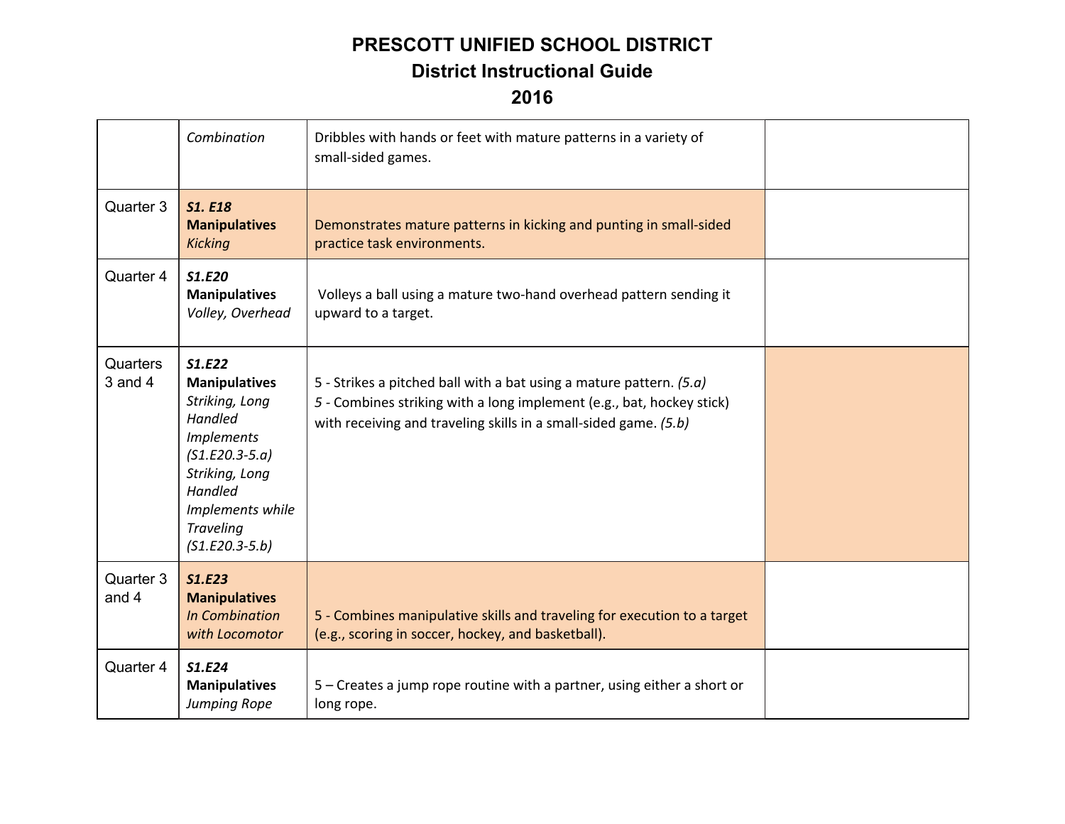# PRESCOTT UNIFIED SCHOOL DISTRICT
## District Instructional Guide
## 2016

| | | | |
|---|---|---|---|
| | *Combination* | Dribbles with hands or feet with mature patterns in a variety of small-sided games. | |
| Quarter 3 | ***S1. E18*** **Manipulatives** *Kicking* | Demonstrates mature patterns in kicking and punting in small-sided practice task environments. | |
| Quarter 4 | ***S1.E20*** **Manipulatives** *Volley, Overhead* | Volleys a ball using a mature two-hand overhead pattern sending it upward to a target. | |
| Quarters 3 and 4 | ***S1.E22*** **Manipulatives** *Striking, Long Handled Implements (S1.E20.3-5.a) Striking, Long Handled Implements while Traveling (S1.E20.3-5.b)* | 5 - Strikes a pitched ball with a bat using a mature pattern. *(5.a)*<br>5 - Combines striking with a long implement (e.g., bat, hockey stick) with receiving and traveling skills in a small-sided game. *(5.b)* | |
| Quarter 3 and 4 | ***S1.E23*** **Manipulatives** *In Combination with Locomotor* | 5 - Combines manipulative skills and traveling for execution to a target (e.g., scoring in soccer, hockey, and basketball). | |
| Quarter 4 | ***S1.E24*** **Manipulatives** *Jumping Rope* | 5 – Creates a jump rope routine with a partner, using either a short or long rope. | |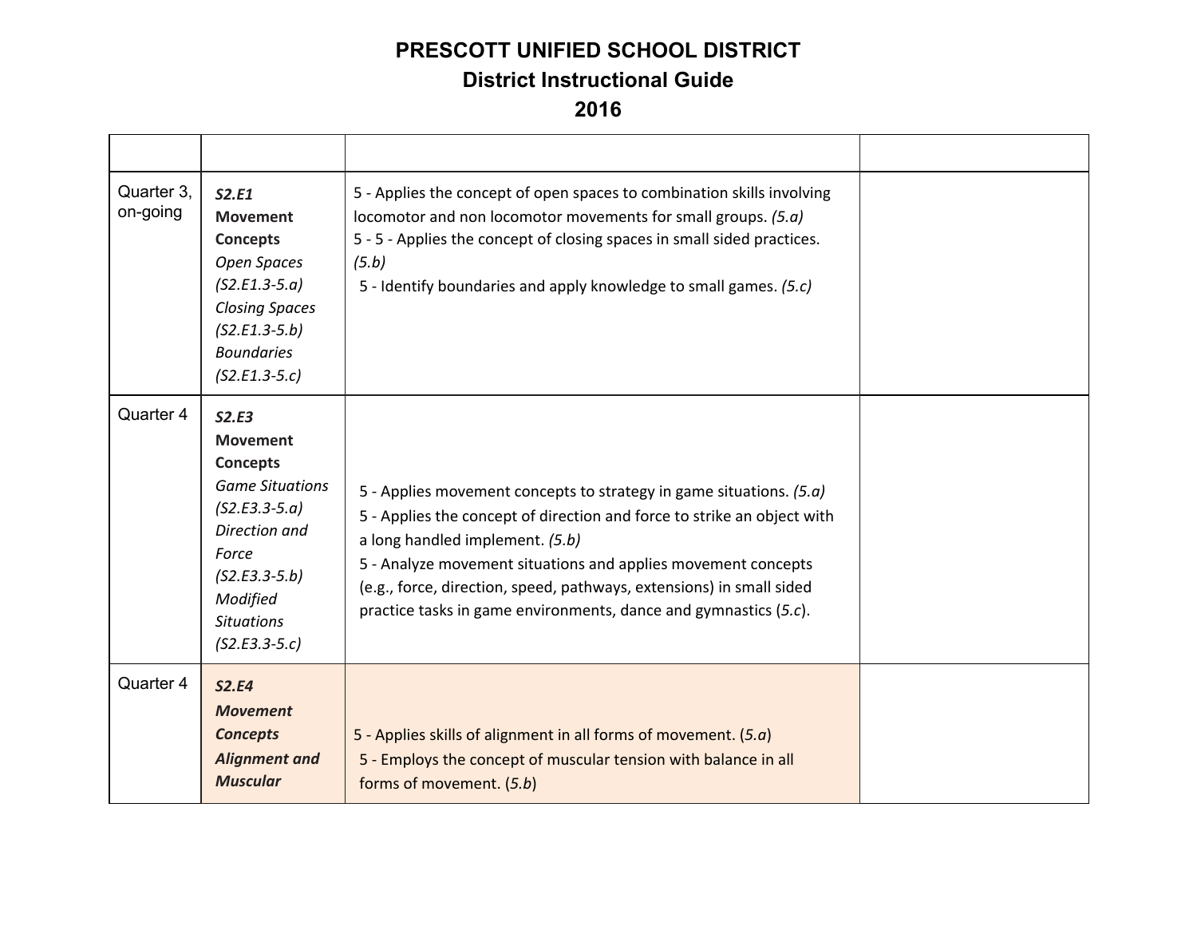# PRESCOTT UNIFIED SCHOOL DISTRICT
## District Instructional Guide
## 2016

| | | | |
|---|---|---|---|
| Quarter 3, on-going | ***S2.E1*** **Movement Concepts** *Open Spaces (S2.E1.3-5.a)* *Closing Spaces (S2.E1.3-5.b)* *Boundaries (S2.E1.3-5.c)* | 5 - Applies the concept of open spaces to combination skills involving locomotor and non locomotor movements for small groups. *(5.a)*<br>5 - 5 - Applies the concept of closing spaces in small sided practices. *(5.b)*<br>5 - Identify boundaries and apply knowledge to small games. *(5.c)* | |
| Quarter 4 | ***S2.E3*** **Movement Concepts** *Game Situations (S2.E3.3-5.a)* *Direction and Force (S2.E3.3-5.b)* *Modified Situations (S2.E3.3-5.c)* | 5 - Applies movement concepts to strategy in game situations. *(5.a)*<br>5 - Applies the concept of direction and force to strike an object with a long handled implement. *(5.b)*<br>5 - Analyze movement situations and applies movement concepts (e.g., force, direction, speed, pathways, extensions) in small sided practice tasks in game environments, dance and gymnastics (*5.c*). | |
| Quarter 4 | ***S2.E4 Movement Concepts Alignment and Muscular*** | 5 - Applies skills of alignment in all forms of movement. (*5.a*)<br>5 - Employs the concept of muscular tension with balance in all forms of movement. (*5.b*) | |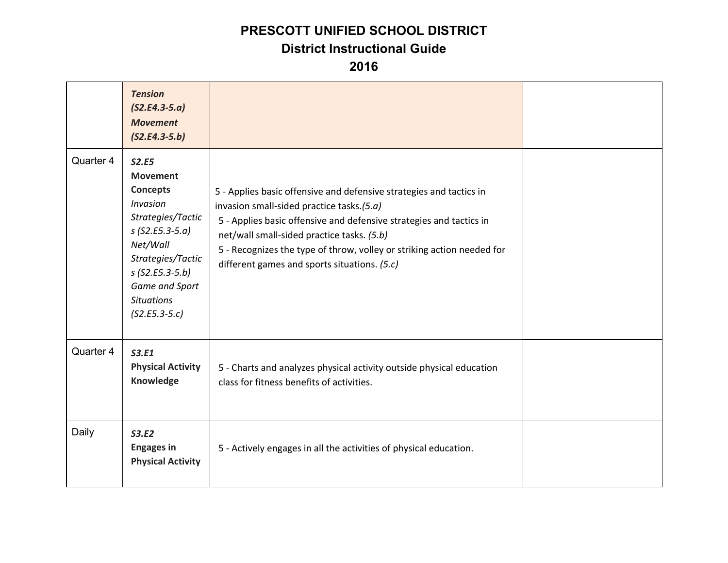# PRESCOTT UNIFIED SCHOOL DISTRICT
## District Instructional Guide
## 2016

| | | | |
|---|---|---|---|
| | ***Tension (S2.E4.3-5.a)*** ***Movement (S2.E4.3-5.b)*** | | |
| Quarter 4 | ***S2.E5*** **Movement Concepts** *Invasion Strategies/Tactics (S2.E5.3-5.a)* *Net/Wall Strategies/Tactics (S2.E5.3-5.b)* *Game and Sport Situations (S2.E5.3-5.c)* | 5 - Applies basic offensive and defensive strategies and tactics in invasion small-sided practice tasks.*(5.a)* 5 - Applies basic offensive and defensive strategies and tactics in net/wall small-sided practice tasks. *(5.b)* 5 - Recognizes the type of throw, volley or striking action needed for different games and sports situations. *(5.c)* | |
| Quarter 4 | ***S3.E1*** **Physical Activity Knowledge** | 5 - Charts and analyzes physical activity outside physical education class for fitness benefits of activities. | |
| Daily | ***S3.E2*** **Engages in Physical Activity** | 5 - Actively engages in all the activities of physical education. | |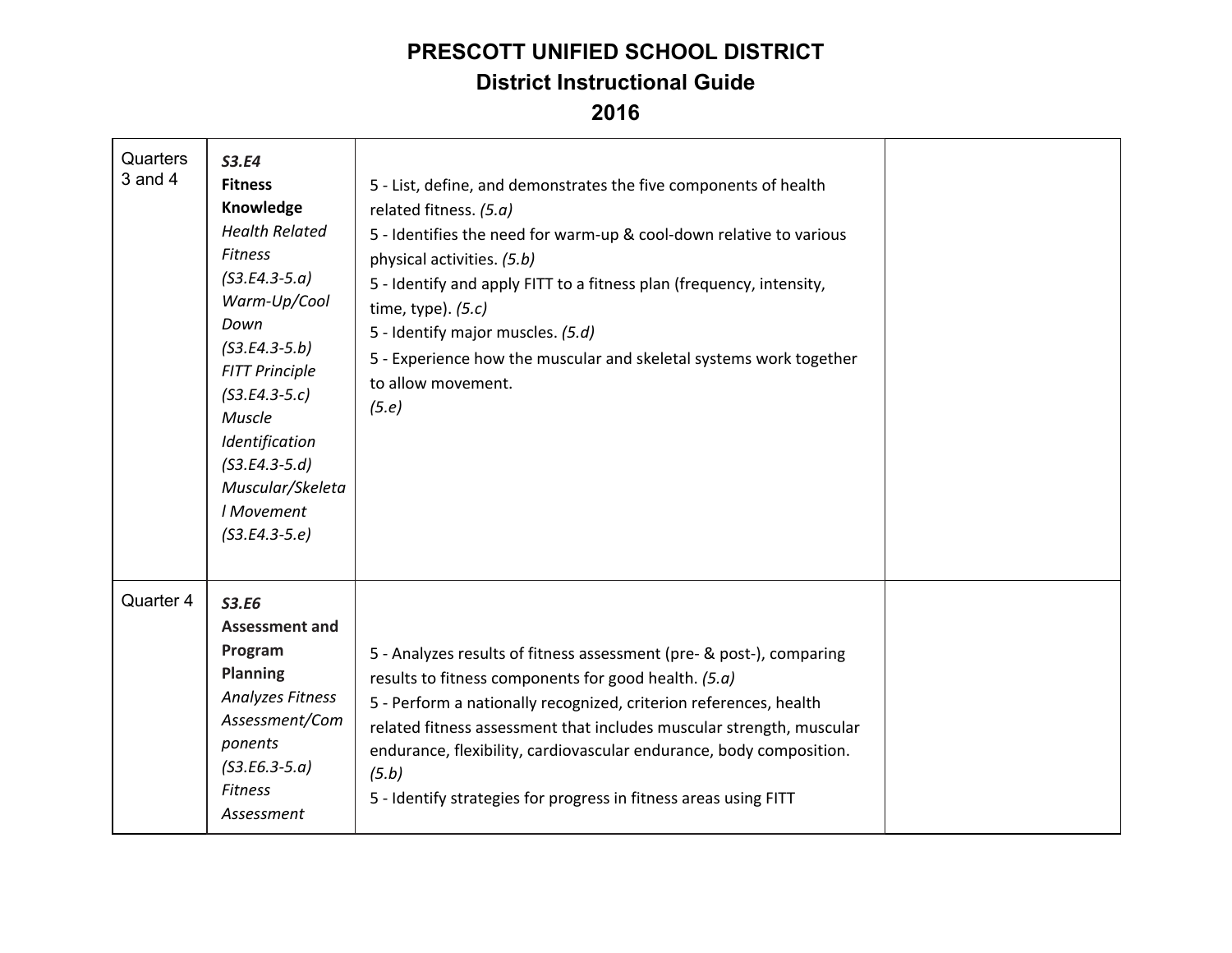# PRESCOTT UNIFIED SCHOOL DISTRICT
## District Instructional Guide
## 2016

| | | | |
|---|---|---|---|
| Quarters 3 and 4 | ***S3.E4*** **Fitness Knowledge** *Health Related Fitness (S3.E4.3-5.a)* *Warm-Up/Cool Down (S3.E4.3-5.b)* *FITT Principle (S3.E4.3-5.c)* *Muscle Identification (S3.E4.3-5.d)* *Muscular/Skeletal Movement (S3.E4.3-5.e)* | 5 - List, define, and demonstrates the five components of health related fitness. *(5.a)*<br>5 - Identifies the need for warm-up & cool-down relative to various physical activities. *(5.b)*<br>5 - Identify and apply FITT to a fitness plan (frequency, intensity, time, type). *(5.c)*<br>5 - Identify major muscles. *(5.d)*<br>5 - Experience how the muscular and skeletal systems work together to allow movement. *(5.e)* | |
| Quarter 4 | ***S3.E6*** **Assessment and Program Planning** *Analyzes Fitness Assessment/Components (S3.E6.3-5.a)* *Fitness Assessment* | 5 - Analyzes results of fitness assessment (pre- & post-), comparing results to fitness components for good health. *(5.a)*<br>5 - Perform a nationally recognized, criterion references, health related fitness assessment that includes muscular strength, muscular endurance, flexibility, cardiovascular endurance, body composition. *(5.b)*<br>5 - Identify strategies for progress in fitness areas using FITT | |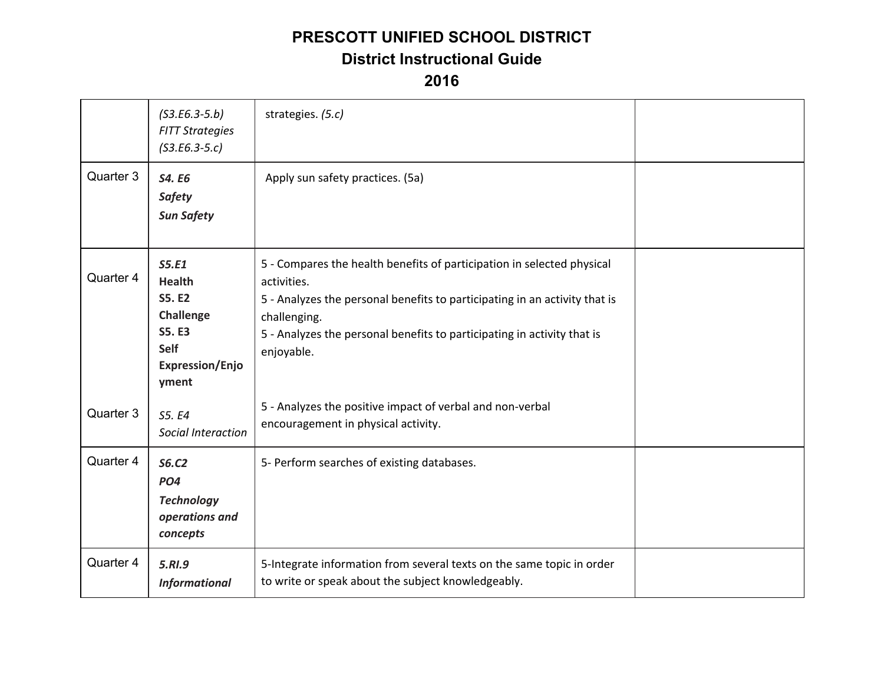# PRESCOTT UNIFIED SCHOOL DISTRICT
## District Instructional Guide
## 2016

| | | | |
|---|---|---|---|
| | *(S3.E6.3-5.b)*<br>*FITT Strategies*<br>*(S3.E6.3-5.c)* | strategies. *(5.c)* | |
| Quarter 3 | ***S4. E6***<br>***Safety***<br>***Sun Safety*** | Apply sun safety practices. (5a) | |
| Quarter 4<br><br>Quarter 3 | ***S5.E1***<br>**Health**<br>**S5. E2**<br>**Challenge**<br>**S5. E3**<br>**Self Expression/Enjoyment**<br><br>*S5. E4*<br>*Social Interaction* | 5 - Compares the health benefits of participation in selected physical activities.<br>5 - Analyzes the personal benefits to participating in an activity that is challenging.<br>5 - Analyzes the personal benefits to participating in activity that is enjoyable.<br><br>5 - Analyzes the positive impact of verbal and non-verbal encouragement in physical activity. | |
| Quarter 4 | ***S6.C2***<br>***PO4***<br>***Technology operations and concepts*** | 5- Perform searches of existing databases. | |
| Quarter 4 | ***5.RI.9***<br>***Informational*** | 5-Integrate information from several texts on the same topic in order to write or speak about the subject knowledgeably. | |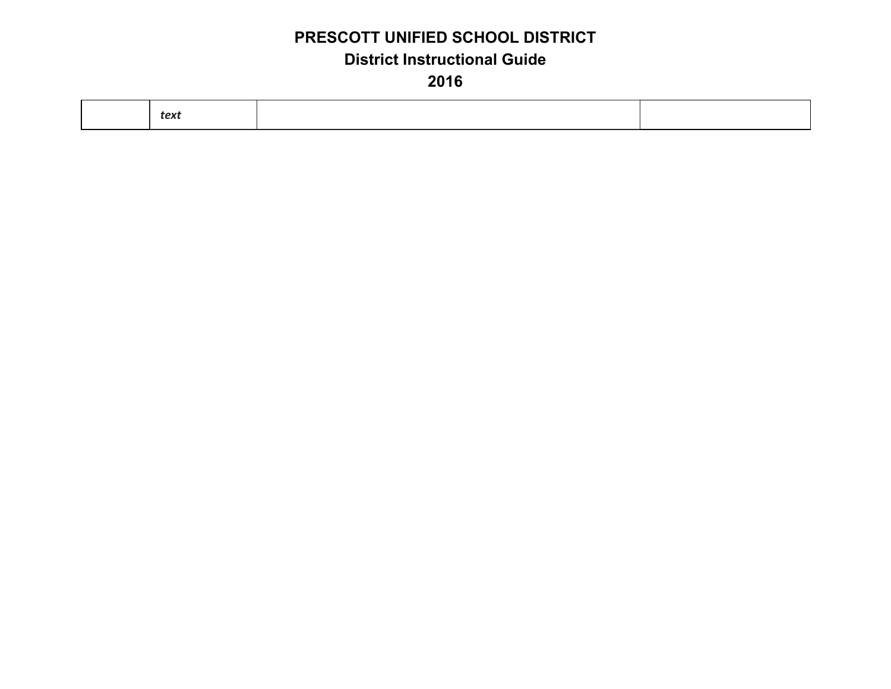# PRESCOTT UNIFIED SCHOOL DISTRICT

## District Instructional Guide

## 2016

| | | | |
|---|---|---|---|
| | ***text*** | | |